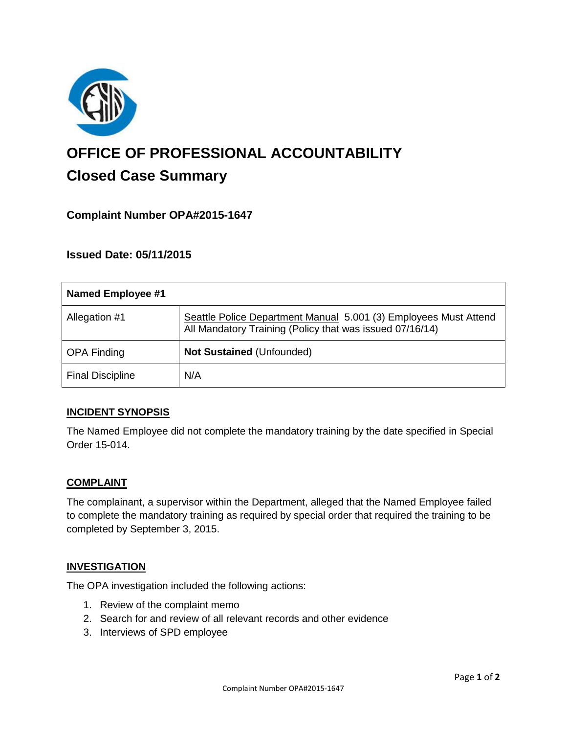# OFFICE OF PROFESSIONAL ACCOUNTABILITY

## Closed Case Summary

### Complaint Number OPA#2015-1647

### Issued Date: 05/11/2015

| Named Employee #1 | |
|---|---|
| Allegation #1 | Seattle Police Department Manual 5.001 (3) Employees Must Attend All Mandatory Training (Policy that was issued 07/16/14) |
| OPA Finding | **Not Sustained** (Unfounded) |
| Final Discipline | N/A |

**INCIDENT SYNOPSIS**

The Named Employee did not complete the mandatory training by the date specified in Special Order 15-014.

**COMPLAINT**

The complainant, a supervisor within the Department, alleged that the Named Employee failed to complete the mandatory training as required by special order that required the training to be completed by September 3, 2015.

**INVESTIGATION**

The OPA investigation included the following actions:

1. Review of the complaint memo
2. Search for and review of all relevant records and other evidence
3. Interviews of SPD employee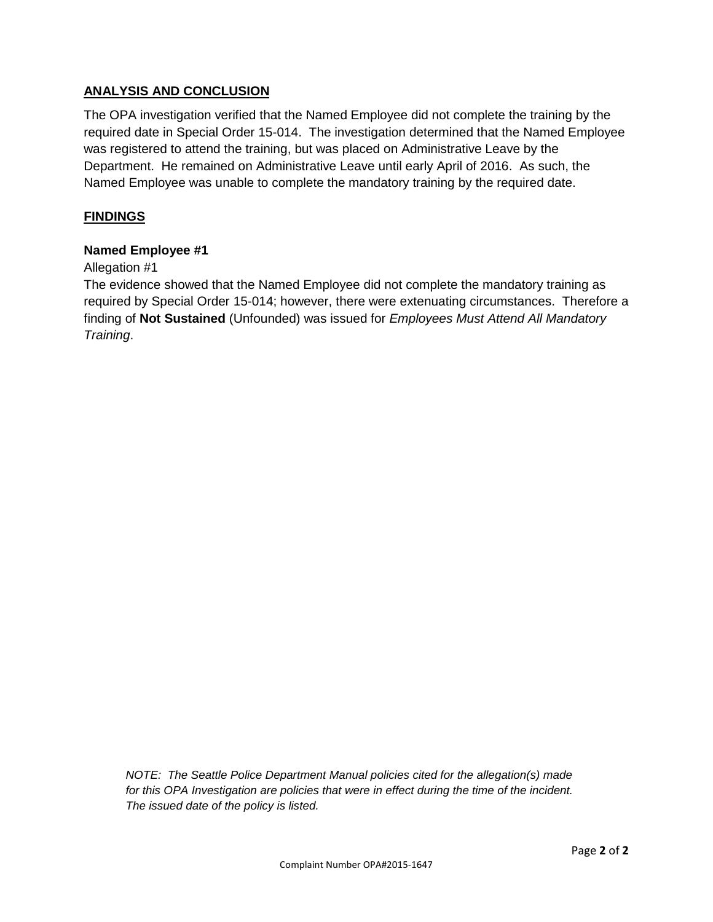## ANALYSIS AND CONCLUSION

The OPA investigation verified that the Named Employee did not complete the training by the required date in Special Order 15-014. The investigation determined that the Named Employee was registered to attend the training, but was placed on Administrative Leave by the Department. He remained on Administrative Leave until early April of 2016. As such, the Named Employee was unable to complete the mandatory training by the required date.

## FINDINGS

### Named Employee #1

Allegation #1

The evidence showed that the Named Employee did not complete the mandatory training as required by Special Order 15-014; however, there were extenuating circumstances. Therefore a finding of **Not Sustained** (Unfounded) was issued for *Employees Must Attend All Mandatory Training*.

*NOTE: The Seattle Police Department Manual policies cited for the allegation(s) made for this OPA Investigation are policies that were in effect during the time of the incident. The issued date of the policy is listed.*

Complaint Number OPA#2015-1647